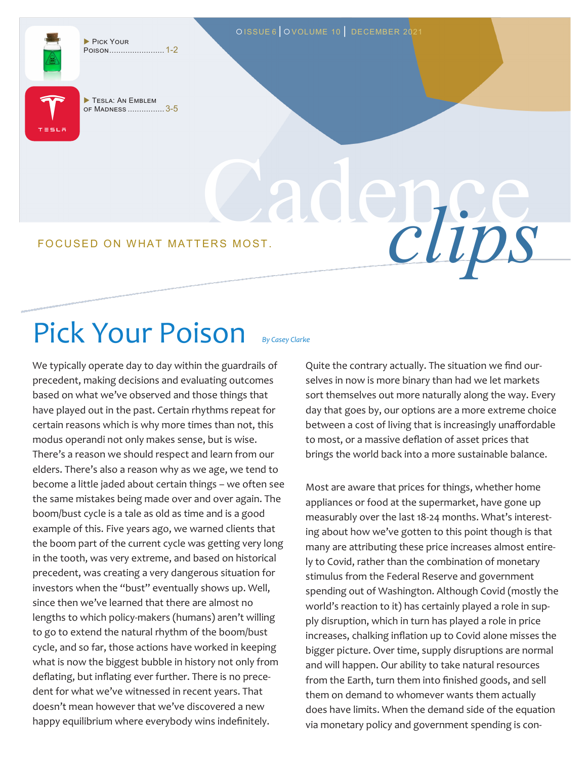# Cadence clips

FOCUSED ON WHAT MATTERS MOST.

- Pick Your Poison ........................ 1-2
- Tesla: An Emblem of Madness ................ 3-5

## Pick Your Poison

*By Casey Clarke*

We typically operate day to day within the guardrails of precedent, making decisions and evaluating outcomes based on what we've observed and those things that have played out in the past. Certain rhythms repeat for certain reasons which is why more times than not, this modus operandi not only makes sense, but is wise. There's a reason we should respect and learn from our elders. There's also a reason why as we age, we tend to become a little jaded about certain things – we often see the same mistakes being made over and over again. The boom/bust cycle is a tale as old as time and is a good example of this. Five years ago, we warned clients that the boom part of the current cycle was getting very long in the tooth, was very extreme, and based on historical precedent, was creating a very dangerous situation for investors when the "bust" eventually shows up. Well, since then we've learned that there are almost no lengths to which policy-makers (humans) aren't willing to go to extend the natural rhythm of the boom/bust cycle, and so far, those actions have worked in keeping what is now the biggest bubble in history not only from deflating, but inflating ever further. There is no precedent for what we've witnessed in recent years. That doesn't mean however that we've discovered a new happy equilibrium where everybody wins indefinitely. Quite the contrary actually. The situation we find ourselves in now is more binary than had we let markets sort themselves out more naturally along the way. Every day that goes by, our options are a more extreme choice between a cost of living that is increasingly unaffordable to most, or a massive deflation of asset prices that brings the world back into a more sustainable balance.

Most are aware that prices for things, whether home appliances or food at the supermarket, have gone up measurably over the last 18-24 months. What's interesting about how we've gotten to this point though is that many are attributing these price increases almost entirely to Covid, rather than the combination of monetary stimulus from the Federal Reserve and government spending out of Washington. Although Covid (mostly the world's reaction to it) has certainly played a role in supply disruption, which in turn has played a role in price increases, chalking inflation up to Covid alone misses the bigger picture. Over time, supply disruptions are normal and will happen. Our ability to take natural resources from the Earth, turn them into finished goods, and sell them on demand to whomever wants them actually does have limits. When the demand side of the equation via monetary policy and government spending is con-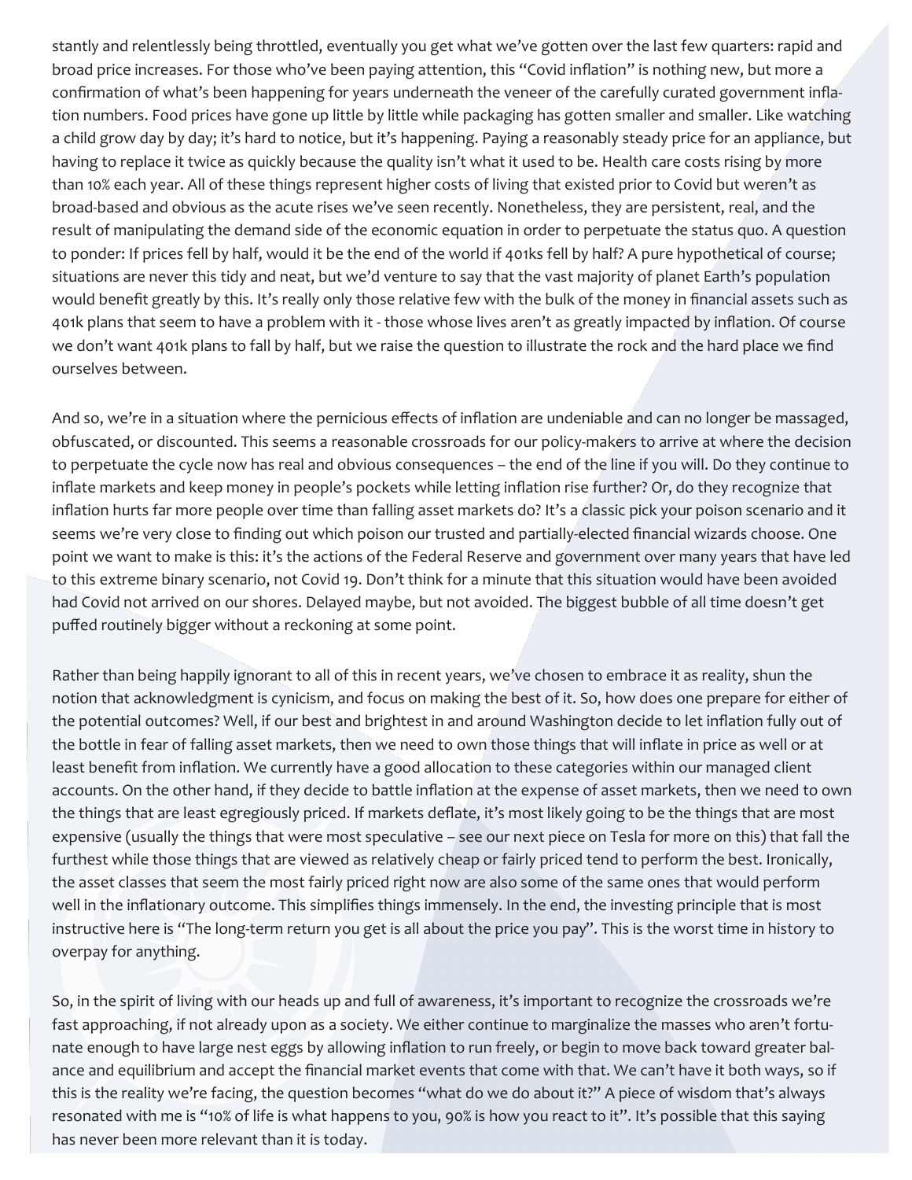stantly and relentlessly being throttled, eventually you get what we've gotten over the last few quarters: rapid and broad price increases. For those who've been paying attention, this "Covid inflation" is nothing new, but more a confirmation of what's been happening for years underneath the veneer of the carefully curated government inflation numbers. Food prices have gone up little by little while packaging has gotten smaller and smaller. Like watching a child grow day by day; it's hard to notice, but it's happening. Paying a reasonably steady price for an appliance, but having to replace it twice as quickly because the quality isn't what it used to be. Health care costs rising by more than 10% each year. All of these things represent higher costs of living that existed prior to Covid but weren't as broad-based and obvious as the acute rises we've seen recently. Nonetheless, they are persistent, real, and the result of manipulating the demand side of the economic equation in order to perpetuate the status quo. A question to ponder: If prices fell by half, would it be the end of the world if 401ks fell by half? A pure hypothetical of course; situations are never this tidy and neat, but we'd venture to say that the vast majority of planet Earth's population would benefit greatly by this. It's really only those relative few with the bulk of the money in financial assets such as 401k plans that seem to have a problem with it - those whose lives aren't as greatly impacted by inflation. Of course we don't want 401k plans to fall by half, but we raise the question to illustrate the rock and the hard place we find ourselves between.

And so, we're in a situation where the pernicious effects of inflation are undeniable and can no longer be massaged, obfuscated, or discounted. This seems a reasonable crossroads for our policy-makers to arrive at where the decision to perpetuate the cycle now has real and obvious consequences – the end of the line if you will. Do they continue to inflate markets and keep money in people's pockets while letting inflation rise further? Or, do they recognize that inflation hurts far more people over time than falling asset markets do? It's a classic pick your poison scenario and it seems we're very close to finding out which poison our trusted and partially-elected financial wizards choose. One point we want to make is this: it's the actions of the Federal Reserve and government over many years that have led to this extreme binary scenario, not Covid 19. Don't think for a minute that this situation would have been avoided had Covid not arrived on our shores. Delayed maybe, but not avoided. The biggest bubble of all time doesn't get puffed routinely bigger without a reckoning at some point.

Rather than being happily ignorant to all of this in recent years, we've chosen to embrace it as reality, shun the notion that acknowledgment is cynicism, and focus on making the best of it. So, how does one prepare for either of the potential outcomes? Well, if our best and brightest in and around Washington decide to let inflation fully out of the bottle in fear of falling asset markets, then we need to own those things that will inflate in price as well or at least benefit from inflation. We currently have a good allocation to these categories within our managed client accounts. On the other hand, if they decide to battle inflation at the expense of asset markets, then we need to own the things that are least egregiously priced. If markets deflate, it's most likely going to be the things that are most expensive (usually the things that were most speculative – see our next piece on Tesla for more on this) that fall the furthest while those things that are viewed as relatively cheap or fairly priced tend to perform the best. Ironically, the asset classes that seem the most fairly priced right now are also some of the same ones that would perform well in the inflationary outcome. This simplifies things immensely. In the end, the investing principle that is most instructive here is "The long-term return you get is all about the price you pay". This is the worst time in history to overpay for anything.

So, in the spirit of living with our heads up and full of awareness, it's important to recognize the crossroads we're fast approaching, if not already upon as a society. We either continue to marginalize the masses who aren't fortunate enough to have large nest eggs by allowing inflation to run freely, or begin to move back toward greater balance and equilibrium and accept the financial market events that come with that. We can't have it both ways, so if this is the reality we're facing, the question becomes "what do we do about it?" A piece of wisdom that's always resonated with me is "10% of life is what happens to you, 90% is how you react to it". It's possible that this saying has never been more relevant than it is today.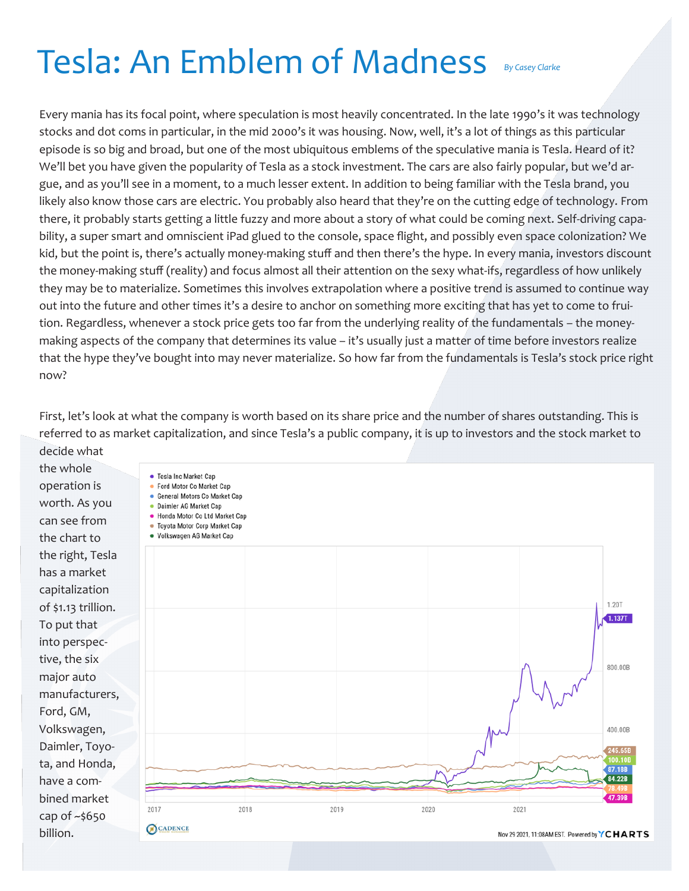# Tesla: An Emblem of Madness

*By Casey Clarke*

Every mania has its focal point, where speculation is most heavily concentrated. In the late 1990's it was technology stocks and dot coms in particular, in the mid 2000's it was housing. Now, well, it's a lot of things as this particular episode is so big and broad, but one of the most ubiquitous emblems of the speculative mania is Tesla. Heard of it? We'll bet you have given the popularity of Tesla as a stock investment. The cars are also fairly popular, but we'd argue, and as you'll see in a moment, to a much lesser extent. In addition to being familiar with the Tesla brand, you likely also know those cars are electric. You probably also heard that they're on the cutting edge of technology. From there, it probably starts getting a little fuzzy and more about a story of what could be coming next. Self-driving capability, a super smart and omniscient iPad glued to the console, space flight, and possibly even space colonization? We kid, but the point is, there's actually money-making stuff and then there's the hype. In every mania, investors discount the money-making stuff (reality) and focus almost all their attention on the sexy what-ifs, regardless of how unlikely they may be to materialize. Sometimes this involves extrapolation where a positive trend is assumed to continue way out into the future and other times it's a desire to anchor on something more exciting that has yet to come to fruition. Regardless, whenever a stock price gets too far from the underlying reality of the fundamentals – the money-making aspects of the company that determines its value – it's usually just a matter of time before investors realize that the hype they've bought into may never materialize. So how far from the fundamentals is Tesla's stock price right now?

First, let's look at what the company is worth based on its share price and the number of shares outstanding. This is referred to as market capitalization, and since Tesla's a public company, it is up to investors and the stock market to decide what the whole operation is worth. As you can see from the chart to the right, Tesla has a market capitalization of $1.13 trillion. To put that into perspective, the six major auto manufacturers, Ford, GM, Volkswagen, Daimler, Toyota, and Honda, have a combined market cap of ~$650 billion.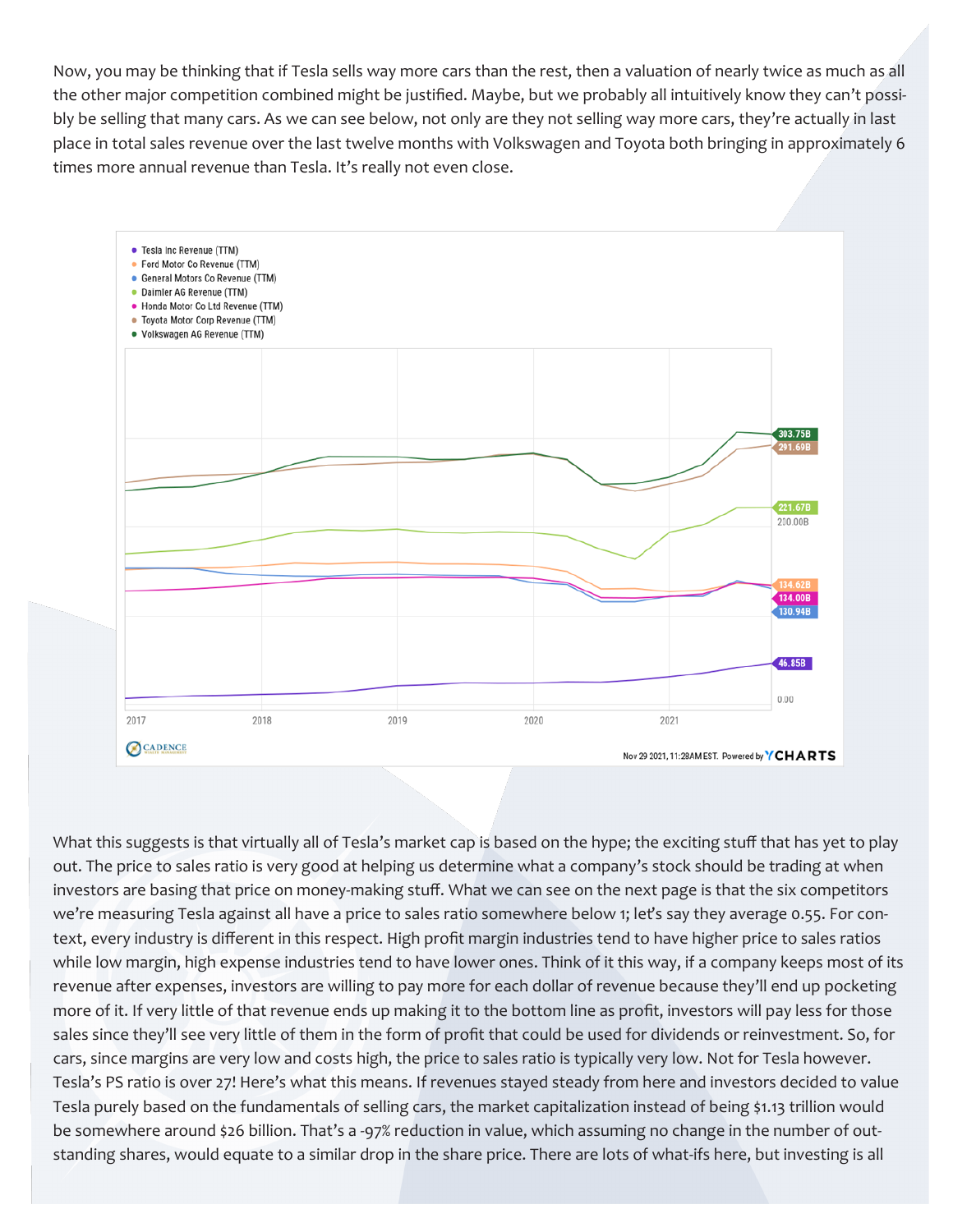Now, you may be thinking that if Tesla sells way more cars than the rest, then a valuation of nearly twice as much as all the other major competition combined might be justified. Maybe, but we probably all intuitively know they can't possibly be selling that many cars. As we can see below, not only are they not selling way more cars, they're actually in last place in total sales revenue over the last twelve months with Volkswagen and Toyota both bringing in approximately 6 times more annual revenue than Tesla. It's really not even close.

What this suggests is that virtually all of Tesla's market cap is based on the hype; the exciting stuff that has yet to play out. The price to sales ratio is very good at helping us determine what a company's stock should be trading at when investors are basing that price on money-making stuff. What we can see on the next page is that the six competitors we're measuring Tesla against all have a price to sales ratio somewhere below 1; let's say they average 0.55. For context, every industry is different in this respect. High profit margin industries tend to have higher price to sales ratios while low margin, high expense industries tend to have lower ones. Think of it this way, if a company keeps most of its revenue after expenses, investors are willing to pay more for each dollar of revenue because they'll end up pocketing more of it. If very little of that revenue ends up making it to the bottom line as profit, investors will pay less for those sales since they'll see very little of them in the form of profit that could be used for dividends or reinvestment. So, for cars, since margins are very low and costs high, the price to sales ratio is typically very low. Not for Tesla however. Tesla's PS ratio is over 27! Here's what this means. If revenues stayed steady from here and investors decided to value Tesla purely based on the fundamentals of selling cars, the market capitalization instead of being $1.13 trillion would be somewhere around $26 billion. That's a -97% reduction in value, which assuming no change in the number of outstanding shares, would equate to a similar drop in the share price. There are lots of what-ifs here, but investing is all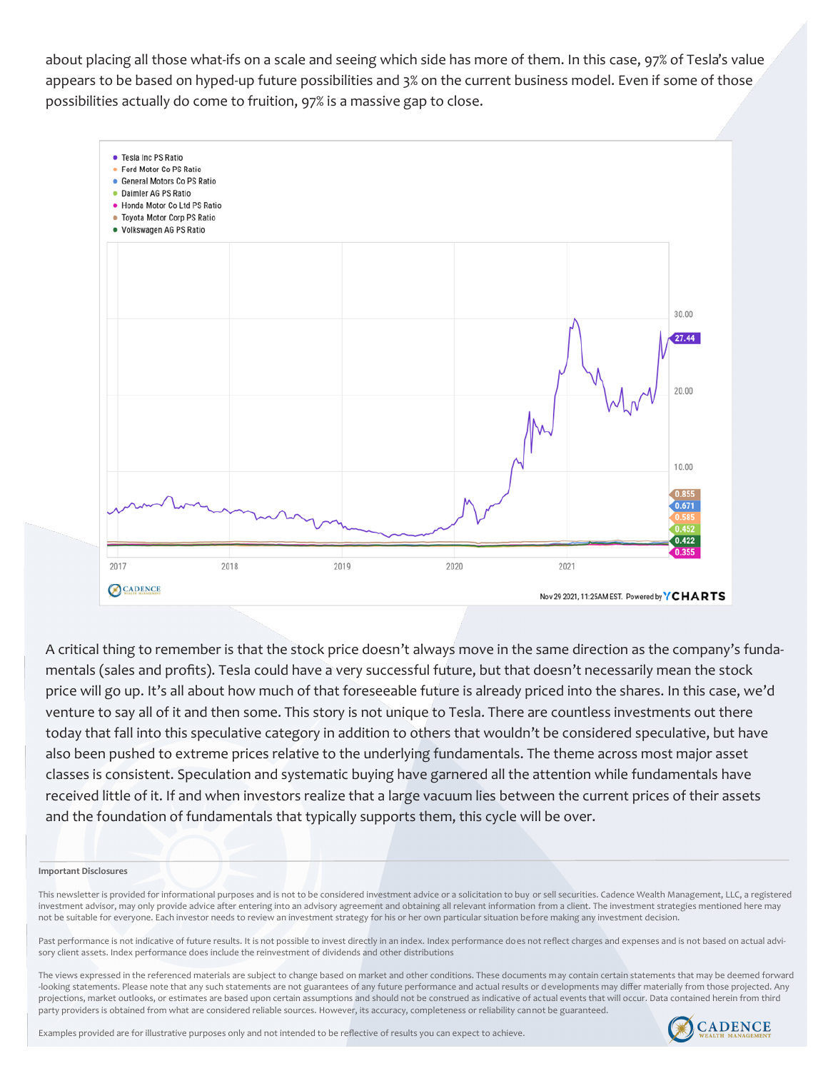about placing all those what-ifs on a scale and seeing which side has more of them. In this case, 97% of Tesla's value appears to be based on hyped-up future possibilities and 3% on the current business model. Even if some of those possibilities actually do come to fruition, 97% is a massive gap to close.

Tesla Inc PS Ratio
Ford Motor Co PS Ratio
General Motors Co PS Ratio
Daimler AG PS Ratio
Honda Motor Co Ltd PS Ratio
Toyota Motor Corp PS Ratio
Volkswagen AG PS Ratio

30.00
27.44
20.00
10.00
0.855
0.671
0.585
0.452
0.422
0.355

2017
2018
2019
2020
2021

CADENCE

Nov 29 2021, 11:25AM EST. Powered by YCHARTS

A critical thing to remember is that the stock price doesn't always move in the same direction as the company's fundamentals (sales and profits). Tesla could have a very successful future, but that doesn't necessarily mean the stock price will go up. It's all about how much of that foreseeable future is already priced into the shares. In this case, we'd venture to say all of it and then some. This story is not unique to Tesla. There are countless investments out there today that fall into this speculative category in addition to others that wouldn't be considered speculative, but have also been pushed to extreme prices relative to the underlying fundamentals. The theme across most major asset classes is consistent. Speculation and systematic buying have garnered all the attention while fundamentals have received little of it. If and when investors realize that a large vacuum lies between the current prices of their assets and the foundation of fundamentals that typically supports them, this cycle will be over.

**Important Disclosures**

This newsletter is provided for informational purposes and is not to be considered investment advice or a solicitation to buy or sell securities. Cadence Wealth Management, LLC, a registered investment advisor, may only provide advice after entering into an advisory agreement and obtaining all relevant information from a client. The investment strategies mentioned here may not be suitable for everyone. Each investor needs to review an investment strategy for his or her own particular situation before making any investment decision.

Past performance is not indicative of future results. It is not possible to invest directly in an index. Index performance does not reflect charges and expenses and is not based on actual advisory client assets. Index performance does include the reinvestment of dividends and other distributions

The views expressed in the referenced materials are subject to change based on market and other conditions. These documents may contain certain statements that may be deemed forward-looking statements. Please note that any such statements are not guarantees of any future performance and actual results or developments may differ materially from those projected. Any projections, market outlooks, or estimates are based upon certain assumptions and should not be construed as indicative of actual events that will occur. Data contained herein from third party providers is obtained from what are considered reliable sources. However, its accuracy, completeness or reliability cannot be guaranteed.

Examples provided are for illustrative purposes only and not intended to be reflective of results you can expect to achieve.

CADENCE
WEALTH MANAGEMENT